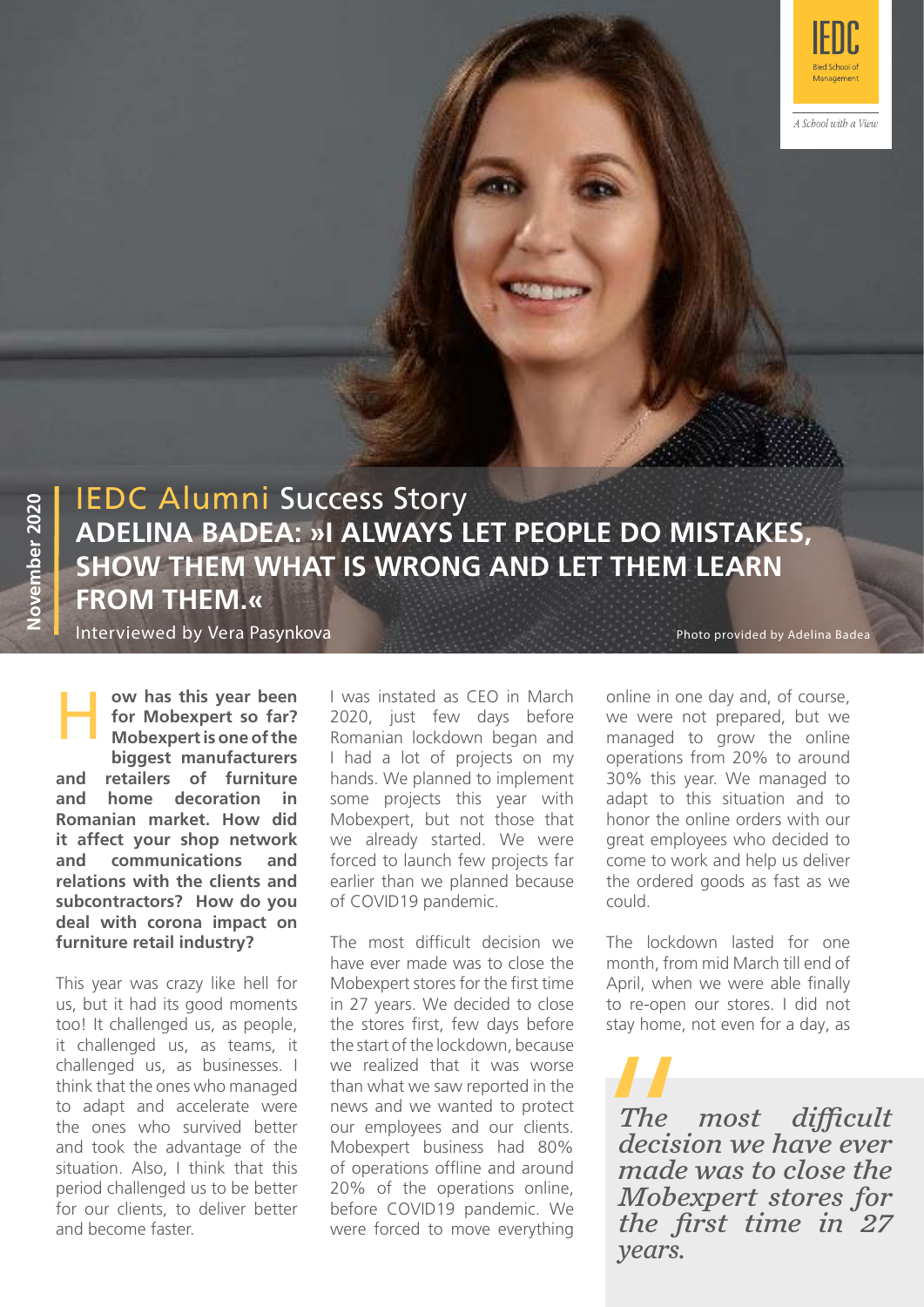IEDC Alumni Success Story

# ADELINA BADEA: »I ALWAYS LET PEOPLE DO MISTAKES, SHOW THEM WHAT IS WRONG AND LET THEM LEARN FROM THEM.«

Interviewed by Vera Pasynkova

Photo provided by Adelina Badea

**How has this year been for Mobexpert so far? Mobexpert is one of the biggest manufacturers and retailers of furniture and home decoration in Romanian market. How did it affect your shop network and communications and relations with the clients and subcontractors? How do you deal with corona impact on furniture retail industry?**

This year was crazy like hell for us, but it had its good moments too! It challenged us, as people, it challenged us, as teams, it challenged us, as businesses. I think that the ones who managed to adapt and accelerate were the ones who survived better and took the advantage of the situation. Also, I think that this period challenged us to be better for our clients, to deliver better and become faster.

I was instated as CEO in March 2020, just few days before Romanian lockdown began and I had a lot of projects on my hands. We planned to implement some projects this year with Mobexpert, but not those that we already started. We were forced to launch few projects far earlier than we planned because of COVID19 pandemic.

The most difficult decision we have ever made was to close the Mobexpert stores for the first time in 27 years. We decided to close the stores first, few days before the start of the lockdown, because we realized that it was worse than what we saw reported in the news and we wanted to protect our employees and our clients. Mobexpert business had 80% of operations offline and around 20% of the operations online, before COVID19 pandemic. We were forced to move everything online in one day and, of course, we were not prepared, but we managed to grow the online operations from 20% to around 30% this year. We managed to adapt to this situation and to honor the online orders with our great employees who decided to come to work and help us deliver the ordered goods as fast as we could.

The lockdown lasted for one month, from mid March till end of April, when we were able finally to re-open our stores. I did not stay home, not even for a day, as

> *The most difficult decision we have ever made was to close the Mobexpert stores for the first time in 27 years.*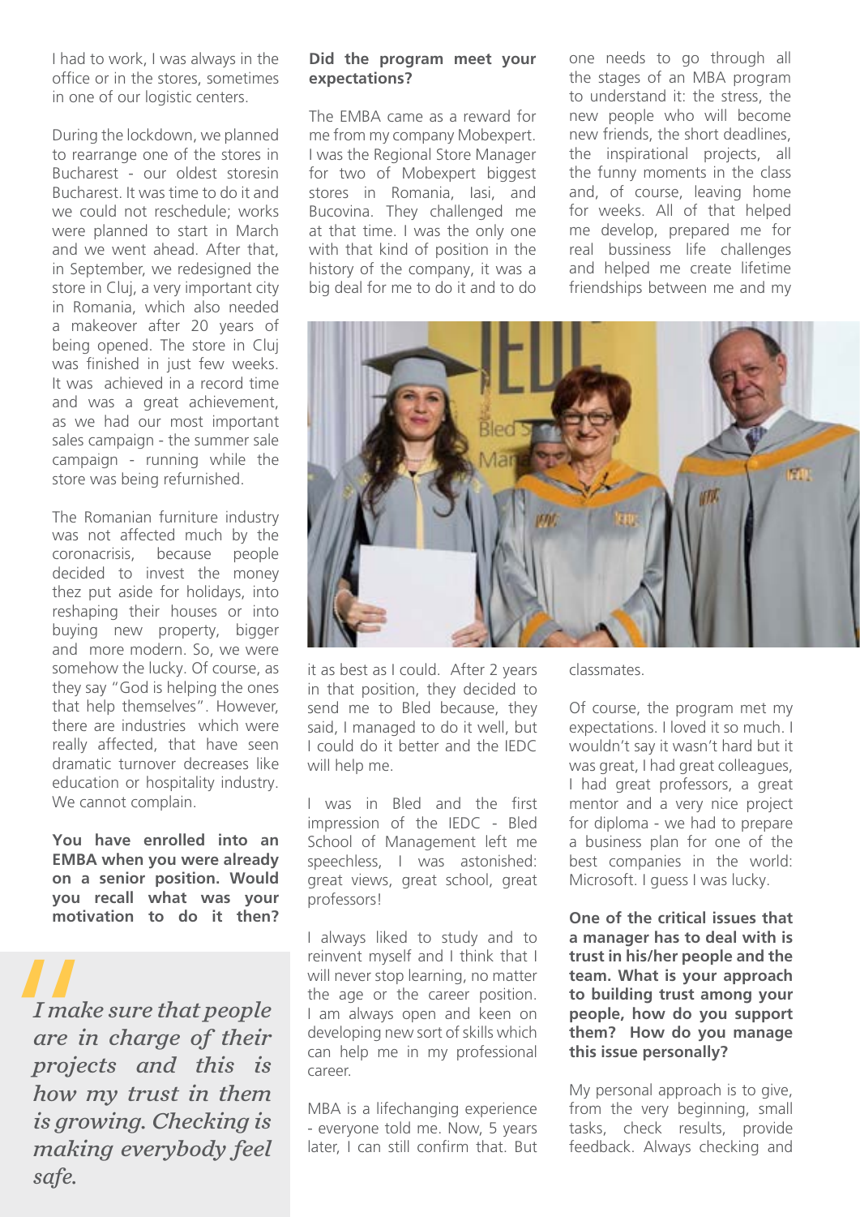I had to work, I was always in the office or in the stores, sometimes in one of our logistic centers.

During the lockdown, we planned to rearrange one of the stores in Bucharest - our oldest storesin Bucharest. It was time to do it and we could not reschedule; works were planned to start in March and we went ahead. After that, in September, we redesigned the store in Cluj, a very important city in Romania, which also needed a makeover after 20 years of being opened. The store in Cluj was finished in just few weeks. It was achieved in a record time and was a great achievement, as we had our most important sales campaign - the summer sale campaign - running while the store was being refurnished.

The Romanian furniture industry was not affected much by the coronacrisis, because people decided to invest the money thez put aside for holidays, into reshaping their houses or into buying new property, bigger and more modern. So, we were somehow the lucky. Of course, as they say "God is helping the ones that help themselves". However, there are industries which were really affected, that have seen dramatic turnover decreases like education or hospitality industry. We cannot complain.

**You have enrolled into an EMBA when you were already on a senior position. Would you recall what was your motivation to do it then?**

> *I make sure that people are in charge of their projects and this is how my trust in them is growing. Checking is making everybody feel safe.*

**Did the program meet your expectations?**

The EMBA came as a reward for me from my company Mobexpert. I was the Regional Store Manager for two of Mobexpert biggest stores in Romania, Iasi, and Bucovina. They challenged me at that time. I was the only one with that kind of position in the history of the company, it was a big deal for me to do it and to do it as best as I could. After 2 years in that position, they decided to send me to Bled because, they said, I managed to do it well, but I could do it better and the IEDC will help me.

I was in Bled and the first impression of the IEDC - Bled School of Management left me speechless, I was astonished: great views, great school, great professors!

I always liked to study and to reinvent myself and I think that I will never stop learning, no matter the age or the career position. I am always open and keen on developing new sort of skills which can help me in my professional career.

MBA is a lifechanging experience - everyone told me. Now, 5 years later, I can still confirm that. But one needs to go through all the stages of an MBA program to understand it: the stress, the new people who will become new friends, the short deadlines, the inspirational projects, all the funny moments in the class and, of course, leaving home for weeks. All of that helped me develop, prepared me for real bussiness life challenges and helped me create lifetime friendships between me and my classmates.

Of course, the program met my expectations. I loved it so much. I wouldn't say it wasn't hard but it was great, I had great colleagues, I had great professors, a great mentor and a very nice project for diploma - we had to prepare a business plan for one of the best companies in the world: Microsoft. I guess I was lucky.

**One of the critical issues that a manager has to deal with is trust in his/her people and the team. What is your approach to building trust among your people, how do you support them? How do you manage this issue personally?**

My personal approach is to give, from the very beginning, small tasks, check results, provide feedback. Always checking and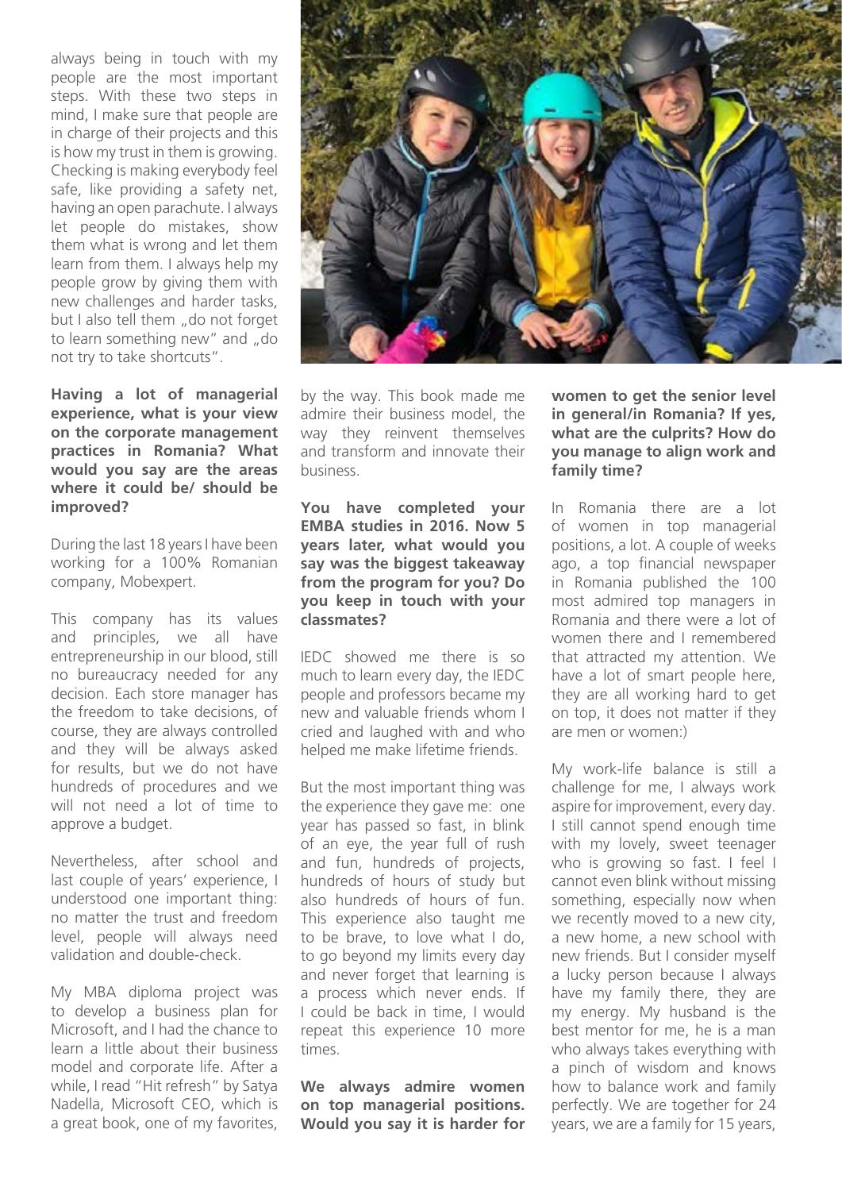always being in touch with my people are the most important steps. With these two steps in mind, I make sure that people are in charge of their projects and this is how my trust in them is growing. Checking is making everybody feel safe, like providing a safety net, having an open parachute. I always let people do mistakes, show them what is wrong and let them learn from them. I always help my people grow by giving them with new challenges and harder tasks, but I also tell them „do not forget to learn something new" and „do not try to take shortcuts".

**Having a lot of managerial experience, what is your view on the corporate management practices in Romania? What would you say are the areas where it could be/ should be improved?**

During the last 18 years I have been working for a 100% Romanian company, Mobexpert.

This company has its values and principles, we all have entrepreneurship in our blood, still no bureaucracy needed for any decision. Each store manager has the freedom to take decisions, of course, they are always controlled and they will be always asked for results, but we do not have hundreds of procedures and we will not need a lot of time to approve a budget.

Nevertheless, after school and last couple of years' experience, I understood one important thing: no matter the trust and freedom level, people will always need validation and double-check.

My MBA diploma project was to develop a business plan for Microsoft, and I had the chance to learn a little about their business model and corporate life. After a while, I read "Hit refresh" by Satya Nadella, Microsoft CEO, which is a great book, one of my favorites, by the way. This book made me admire their business model, the way they reinvent themselves and transform and innovate their business.

**You have completed your EMBA studies in 2016. Now 5 years later, what would you say was the biggest takeaway from the program for you? Do you keep in touch with your classmates?**

IEDC showed me there is so much to learn every day, the IEDC people and professors became my new and valuable friends whom I cried and laughed with and who helped me make lifetime friends.

But the most important thing was the experience they gave me: one year has passed so fast, in blink of an eye, the year full of rush and fun, hundreds of projects, hundreds of hours of study but also hundreds of hours of fun. This experience also taught me to be brave, to love what I do, to go beyond my limits every day and never forget that learning is a process which never ends. If I could be back in time, I would repeat this experience 10 more times.

**We always admire women on top managerial positions. Would you say it is harder for women to get the senior level in general/in Romania? If yes, what are the culprits? How do you manage to align work and family time?**

In Romania there are a lot of women in top managerial positions, a lot. A couple of weeks ago, a top financial newspaper in Romania published the 100 most admired top managers in Romania and there were a lot of women there and I remembered that attracted my attention. We have a lot of smart people here, they are all working hard to get on top, it does not matter if they are men or women:)

My work-life balance is still a challenge for me, I always work aspire for improvement, every day. I still cannot spend enough time with my lovely, sweet teenager who is growing so fast. I feel I cannot even blink without missing something, especially now when we recently moved to a new city, a new home, a new school with new friends. But I consider myself a lucky person because I always have my family there, they are my energy. My husband is the best mentor for me, he is a man who always takes everything with a pinch of wisdom and knows how to balance work and family perfectly. We are together for 24 years, we are a family for 15 years,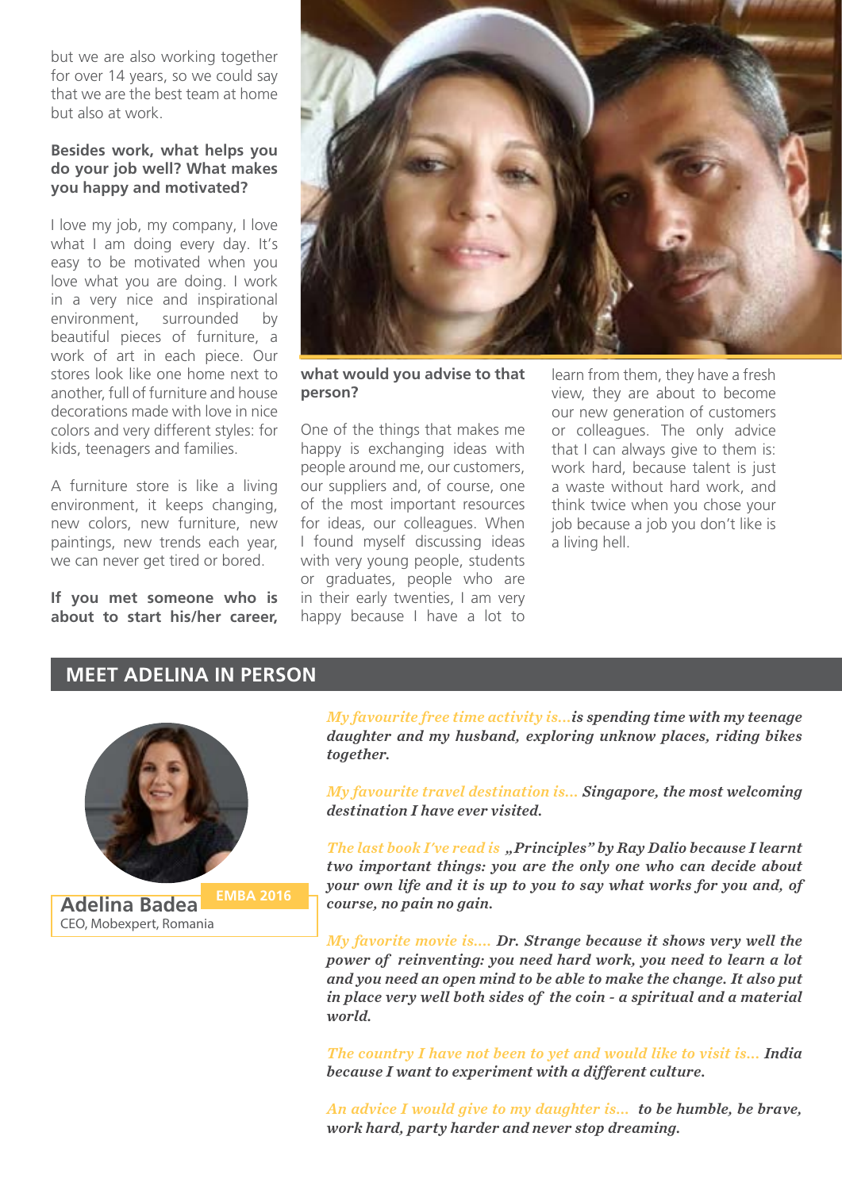but we are also working together for over 14 years, so we could say that we are the best team at home but also at work.

**Besides work, what helps you do your job well? What makes you happy and motivated?**

I love my job, my company, I love what I am doing every day. It's easy to be motivated when you love what you are doing. I work in a very nice and inspirational environment, surrounded by beautiful pieces of furniture, a work of art in each piece. Our stores look like one home next to another, full of furniture and house decorations made with love in nice colors and very different styles: for kids, teenagers and families.

A furniture store is like a living environment, it keeps changing, new colors, new furniture, new paintings, new trends each year, we can never get tired or bored.

**If you met someone who is about to start his/her career, what would you advise to that person?**

One of the things that makes me happy is exchanging ideas with people around me, our customers, our suppliers and, of course, one of the most important resources for ideas, our colleagues. When I found myself discussing ideas with very young people, students or graduates, people who are in their early twenties, I am very happy because I have a lot to learn from them, they have a fresh view, they are about to become our new generation of customers or colleagues. The only advice that I can always give to them is: work hard, because talent is just a waste without hard work, and think twice when you chose your job because a job you don't like is a living hell.

## MEET ADELINA IN PERSON

**Adelina Badea** EMBA 2016
CEO, Mobexpert, Romania

*My favourite free time activity is...* ***is spending time with my teenage daughter and my husband, exploring unknow places, riding bikes together.***

*My favourite travel destination is...* ***Singapore, the most welcoming destination I have ever visited.***

*The last book I've read is* ***„Principles" by Ray Dalio because I learnt two important things: you are the only one who can decide about your own life and it is up to you to say what works for you and, of course, no pain no gain.***

*My favorite movie is....* ***Dr. Strange because it shows very well the power of reinventing: you need hard work, you need to learn a lot and you need an open mind to be able to make the change. It also put in place very well both sides of the coin - a spiritual and a material world.***

*The country I have not been to yet and would like to visit is...* ***India because I want to experiment with a different culture.***

*An advice I would give to my daughter is...* ***to be humble, be brave, work hard, party harder and never stop dreaming.***